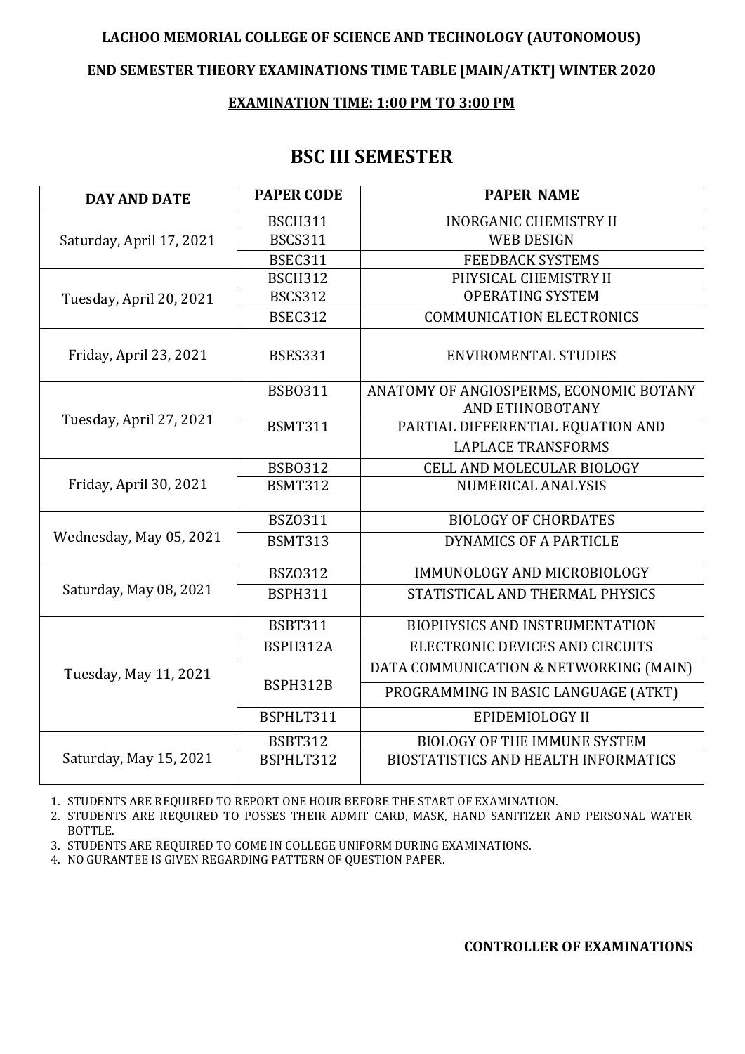**LACHOO MEMORIAL COLLEGE OF SCIENCE AND TECHNOLOGY (AUTONOMOUS)**

**END SEMESTER THEORY EXAMINATIONS TIME TABLE [MAIN/ATKT] WINTER 2020**

**EXAMINATION TIME: 1:00 PM TO 3:00 PM**

## BSC III SEMESTER

| DAY AND DATE | PAPER CODE | PAPER NAME |
|---|---|---|
| Saturday, April 17, 2021 | BSCH311 | INORGANIC CHEMISTRY II |
| | BSCS311 | WEB DESIGN |
| | BSEC311 | FEEDBACK SYSTEMS |
| Tuesday, April 20, 2021 | BSCH312 | PHYSICAL CHEMISTRY II |
| | BSCS312 | OPERATING SYSTEM |
| | BSEC312 | COMMUNICATION ELECTRONICS |
| Friday, April 23, 2021 | BSES331 | ENVIROMENTAL STUDIES |
| Tuesday, April 27, 2021 | BSBO311 | ANATOMY OF ANGIOSPERMS, ECONOMIC BOTANY AND ETHNOBOTANY |
| | BSMT311 | PARTIAL DIFFERENTIAL EQUATION AND LAPLACE TRANSFORMS |
| Friday, April 30, 2021 | BSBO312 | CELL AND MOLECULAR BIOLOGY |
| | BSMT312 | NUMERICAL ANALYSIS |
| Wednesday, May 05, 2021 | BSZO311 | BIOLOGY OF CHORDATES |
| | BSMT313 | DYNAMICS OF A PARTICLE |
| Saturday, May 08, 2021 | BSZO312 | IMMUNOLOGY AND MICROBIOLOGY |
| | BSPH311 | STATISTICAL AND THERMAL PHYSICS |
| Tuesday, May 11, 2021 | BSBT311 | BIOPHYSICS AND INSTRUMENTATION |
| | BSPH312A | ELECTRONIC DEVICES AND CIRCUITS |
| | BSPH312B | DATA COMMUNICATION & NETWORKING (MAIN) |
| | | PROGRAMMING IN BASIC LANGUAGE (ATKT) |
| | BSPHLT311 | EPIDEMIOLOGY II |
| Saturday, May 15, 2021 | BSBT312 | BIOLOGY OF THE IMMUNE SYSTEM |
| | BSPHLT312 | BIOSTATISTICS AND HEALTH INFORMATICS |

1. STUDENTS ARE REQUIRED TO REPORT ONE HOUR BEFORE THE START OF EXAMINATION.
2. STUDENTS ARE REQUIRED TO POSSES THEIR ADMIT CARD, MASK, HAND SANITIZER AND PERSONAL WATER BOTTLE.
3. STUDENTS ARE REQUIRED TO COME IN COLLEGE UNIFORM DURING EXAMINATIONS.
4. NO GURANTEE IS GIVEN REGARDING PATTERN OF QUESTION PAPER.

**CONTROLLER OF EXAMINATIONS**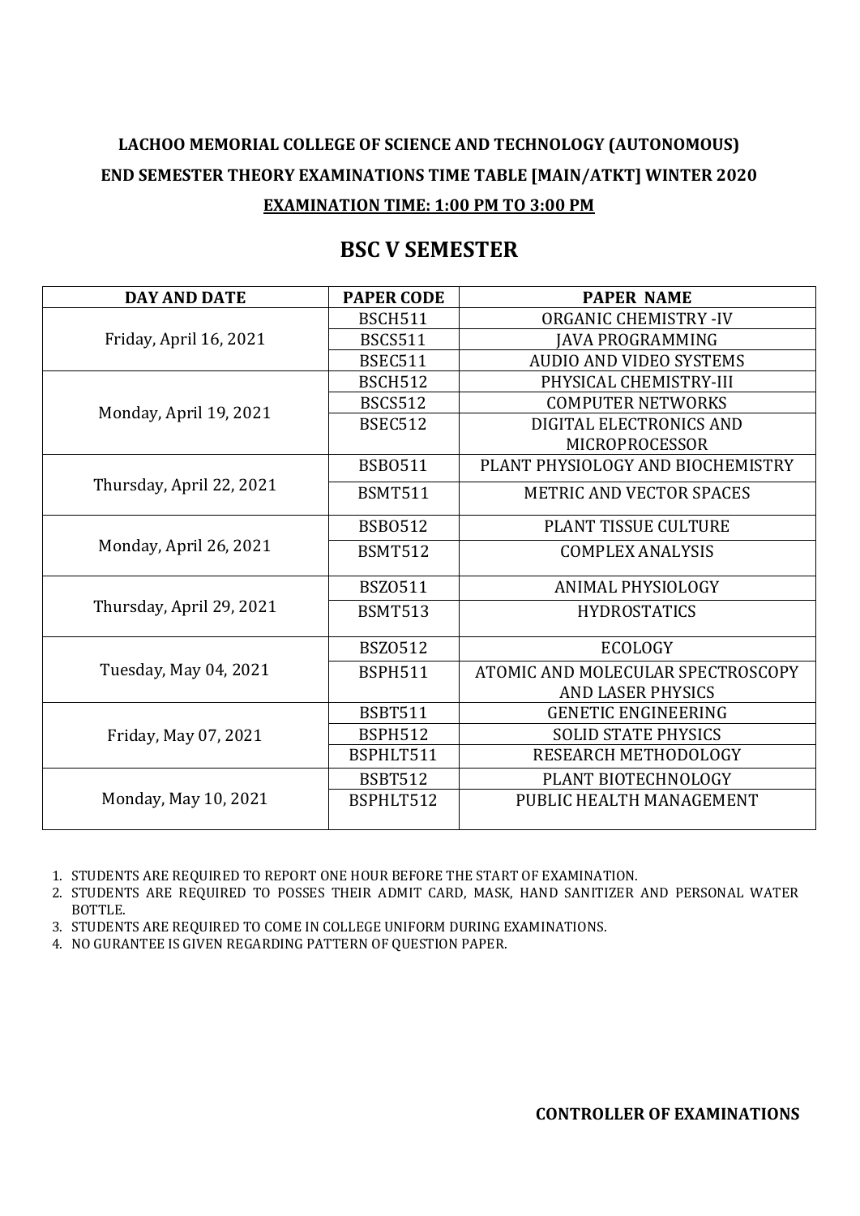**LACHOO MEMORIAL COLLEGE OF SCIENCE AND TECHNOLOGY (AUTONOMOUS)**

**END SEMESTER THEORY EXAMINATIONS TIME TABLE [MAIN/ATKT] WINTER 2020**

**EXAMINATION TIME: 1:00 PM TO 3:00 PM**

## BSC V SEMESTER

| DAY AND DATE | PAPER CODE | PAPER NAME |
|---|---|---|
| Friday, April 16, 2021 | BSCH511 | ORGANIC CHEMISTRY -IV |
| | BSCS511 | JAVA PROGRAMMING |
| | BSEC511 | AUDIO AND VIDEO SYSTEMS |
| Monday, April 19, 2021 | BSCH512 | PHYSICAL CHEMISTRY-III |
| | BSCS512 | COMPUTER NETWORKS |
| | BSEC512 | DIGITAL ELECTRONICS AND MICROPROCESSOR |
| Thursday, April 22, 2021 | BSBO511 | PLANT PHYSIOLOGY AND BIOCHEMISTRY |
| | BSMT511 | METRIC AND VECTOR SPACES |
| Monday, April 26, 2021 | BSBO512 | PLANT TISSUE CULTURE |
| | BSMT512 | COMPLEX ANALYSIS |
| Thursday, April 29, 2021 | BSZO511 | ANIMAL PHYSIOLOGY |
| | BSMT513 | HYDROSTATICS |
| Tuesday, May 04, 2021 | BSZO512 | ECOLOGY |
| | BSPH511 | ATOMIC AND MOLECULAR SPECTROSCOPY AND LASER PHYSICS |
| Friday, May 07, 2021 | BSBT511 | GENETIC ENGINEERING |
| | BSPH512 | SOLID STATE PHYSICS |
| | BSPHLT511 | RESEARCH METHODOLOGY |
| Monday, May 10, 2021 | BSBT512 | PLANT BIOTECHNOLOGY |
| | BSPHLT512 | PUBLIC HEALTH MANAGEMENT |

1. STUDENTS ARE REQUIRED TO REPORT ONE HOUR BEFORE THE START OF EXAMINATION.
2. STUDENTS ARE REQUIRED TO POSSES THEIR ADMIT CARD, MASK, HAND SANITIZER AND PERSONAL WATER BOTTLE.
3. STUDENTS ARE REQUIRED TO COME IN COLLEGE UNIFORM DURING EXAMINATIONS.
4. NO GURANTEE IS GIVEN REGARDING PATTERN OF QUESTION PAPER.

**CONTROLLER OF EXAMINATIONS**